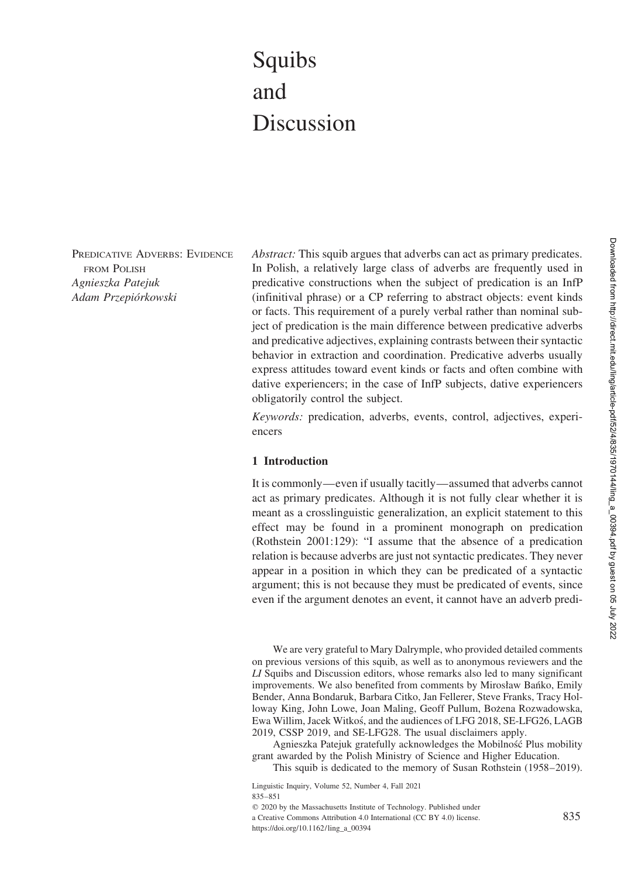# Squibs and Discussion

Predicative Adverbs: Evidence from Polish
*Agnieszka Patejuk*
*Adam Przepiórkowski*

*Abstract:* This squib argues that adverbs can act as primary predicates. In Polish, a relatively large class of adverbs are frequently used in predicative constructions when the subject of predication is an InfP (infinitival phrase) or a CP referring to abstract objects: event kinds or facts. This requirement of a purely verbal rather than nominal subject of predication is the main difference between predicative adverbs and predicative adjectives, explaining contrasts between their syntactic behavior in extraction and coordination. Predicative adverbs usually express attitudes toward event kinds or facts and often combine with dative experiencers; in the case of InfP subjects, dative experiencers obligatorily control the subject.

*Keywords:* predication, adverbs, events, control, adjectives, experiencers

## 1 Introduction

It is commonly—even if usually tacitly—assumed that adverbs cannot act as primary predicates. Although it is not fully clear whether it is meant as a crosslinguistic generalization, an explicit statement to this effect may be found in a prominent monograph on predication (Rothstein 2001:129): "I assume that the absence of a predication relation is because adverbs are just not syntactic predicates. They never appear in a position in which they can be predicated of a syntactic argument; this is not because they must be predicated of events, since even if the argument denotes an event, it cannot have an adverb predi-

We are very grateful to Mary Dalrymple, who provided detailed comments on previous versions of this squib, as well as to anonymous reviewers and the *LI* Squibs and Discussion editors, whose remarks also led to many significant improvements. We also benefited from comments by Mirosław Bańko, Emily Bender, Anna Bondaruk, Barbara Citko, Jan Fellerer, Steve Franks, Tracy Holloway King, John Lowe, Joan Maling, Geoff Pullum, Bożena Rozwadowska, Ewa Willim, Jacek Witkoś, and the audiences of LFG 2018, SE-LFG26, LAGB 2019, CSSP 2019, and SE-LFG28. The usual disclaimers apply.

Agnieszka Patejuk gratefully acknowledges the Mobilność Plus mobility grant awarded by the Polish Ministry of Science and Higher Education.

This squib is dedicated to the memory of Susan Rothstein (1958–2019).

© 2020 by the Massachusetts Institute of Technology. Published under a Creative Commons Attribution 4.0 International (CC BY 4.0) license.
https://doi.org/10.1162/ling_a_00394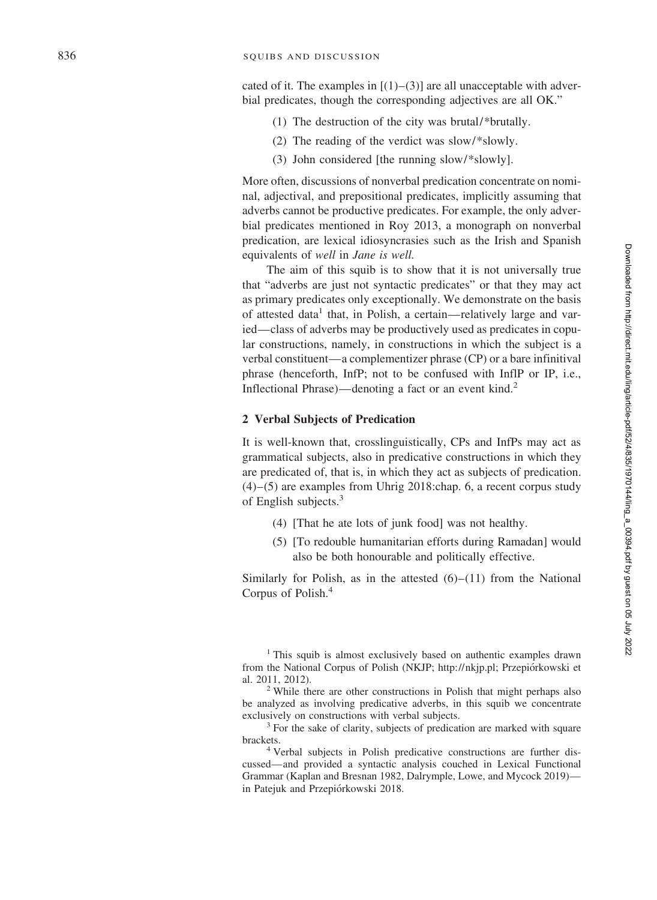cated of it. The examples in [(1)–(3)] are all unacceptable with adverbial predicates, though the corresponding adjectives are all OK."

(1) The destruction of the city was brutal/*brutally.

(2) The reading of the verdict was slow/*slowly.

(3) John considered [the running slow/*slowly].

More often, discussions of nonverbal predication concentrate on nominal, adjectival, and prepositional predicates, implicitly assuming that adverbs cannot be productive predicates. For example, the only adverbial predicates mentioned in Roy 2013, a monograph on nonverbal predication, are lexical idiosyncrasies such as the Irish and Spanish equivalents of *well* in *Jane is well.*

The aim of this squib is to show that it is not universally true that "adverbs are just not syntactic predicates" or that they may act as primary predicates only exceptionally. We demonstrate on the basis of attested data[1] that, in Polish, a certain—relatively large and varied—class of adverbs may be productively used as predicates in copular constructions, namely, in constructions in which the subject is a verbal constituent—a complementizer phrase (CP) or a bare infinitival phrase (henceforth, InfP; not to be confused with InflP or IP, i.e., Inflectional Phrase)—denoting a fact or an event kind.[2]

## 2 Verbal Subjects of Predication

It is well-known that, crosslinguistically, CPs and InfPs may act as grammatical subjects, also in predicative constructions in which they are predicated of, that is, in which they act as subjects of predication. (4)–(5) are examples from Uhrig 2018:chap. 6, a recent corpus study of English subjects.[3]

(4) [That he ate lots of junk food] was not healthy.

(5) [To redouble humanitarian efforts during Ramadan] would also be both honourable and politically effective.

Similarly for Polish, as in the attested (6)–(11) from the National Corpus of Polish.[4]

[1] This squib is almost exclusively based on authentic examples drawn from the National Corpus of Polish (NKJP; http://nkjp.pl; Przepiórkowski et al. 2011, 2012).

[2] While there are other constructions in Polish that might perhaps also be analyzed as involving predicative adverbs, in this squib we concentrate exclusively on constructions with verbal subjects.

[3] For the sake of clarity, subjects of predication are marked with square brackets.

[4] Verbal subjects in Polish predicative constructions are further discussed—and provided a syntactic analysis couched in Lexical Functional Grammar (Kaplan and Bresnan 1982, Dalrymple, Lowe, and Mycock 2019)—in Patejuk and Przepiórkowski 2018.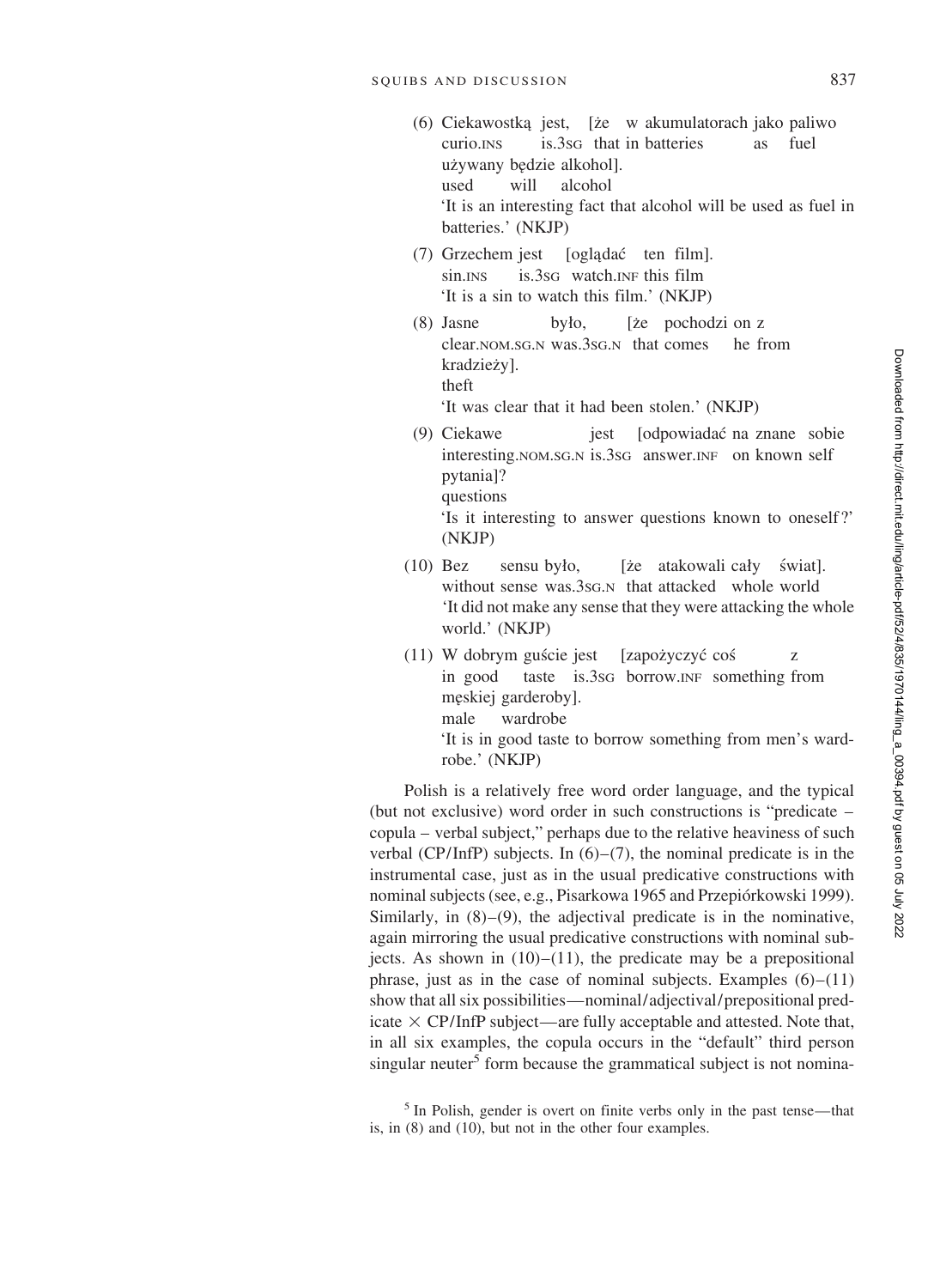(6) Ciekawostką jest, [że w akumulatorach jako paliwo używany będzie alkohol].
    curio.INS is.3SG that in batteries as fuel used will alcohol
    'It is an interesting fact that alcohol will be used as fuel in batteries.' (NKJP)

(7) Grzechem jest [oglądać ten film].
    sin.INS is.3SG watch.INF this film
    'It is a sin to watch this film.' (NKJP)

(8) Jasne było, [że pochodzi on z kradzieży].
    clear.NOM.SG.N was.3SG.N that comes he from theft
    'It was clear that it had been stolen.' (NKJP)

(9) Ciekawe jest [odpowiadać na znane sobie pytania]?
    interesting.NOM.SG.N is.3SG answer.INF on known self questions
    'Is it interesting to answer questions known to oneself?' (NKJP)

(10) Bez sensu było, [że atakowali cały świat].
    without sense was.3SG.N that attacked whole world
    'It did not make any sense that they were attacking the whole world.' (NKJP)

(11) W dobrym guście jest [zapożyczyć coś z męskiej garderoby].
    in good taste is.3SG borrow.INF something from male wardrobe
    'It is in good taste to borrow something from men's wardrobe.' (NKJP)

Polish is a relatively free word order language, and the typical (but not exclusive) word order in such constructions is "predicate – copula – verbal subject," perhaps due to the relative heaviness of such verbal (CP/InfP) subjects. In (6)–(7), the nominal predicate is in the instrumental case, just as in the usual predicative constructions with nominal subjects (see, e.g., Pisarkowa 1965 and Przepiórkowski 1999). Similarly, in (8)–(9), the adjectival predicate is in the nominative, again mirroring the usual predicative constructions with nominal subjects. As shown in (10)–(11), the predicate may be a prepositional phrase, just as in the case of nominal subjects. Examples (6)–(11) show that all six possibilities—nominal/adjectival/prepositional predicate × CP/InfP subject—are fully acceptable and attested. Note that, in all six examples, the copula occurs in the "default" third person singular neuter[5] form because the grammatical subject is not nomina-

[5] In Polish, gender is overt on finite verbs only in the past tense—that is, in (8) and (10), but not in the other four examples.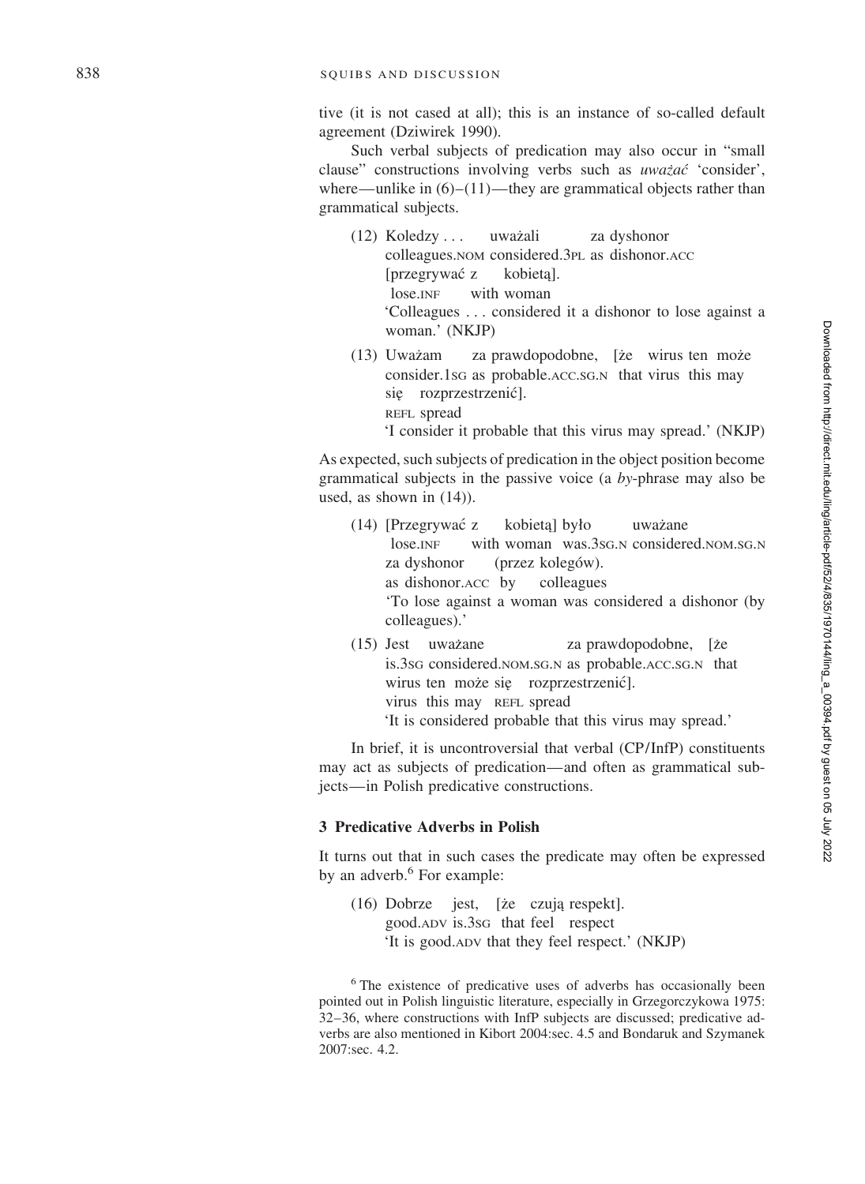tive (it is not cased at all); this is an instance of so-called default agreement (Dziwirek 1990).

Such verbal subjects of predication may also occur in "small clause" constructions involving verbs such as *uważać* 'consider', where—unlike in (6)–(11)—they are grammatical objects rather than grammatical subjects.

(12) Koledzy . . . uważali za dyshonor
colleagues.NOM considered.3PL as dishonor.ACC
[przegrywać z kobietą].
lose.INF with woman
'Colleagues . . . considered it a dishonor to lose against a woman.' (NKJP)

(13) Uważam za prawdopodobne, [że wirus ten może
consider.1SG as probable.ACC.SG.N that virus this may
się rozprzestrzenić].
REFL spread
'I consider it probable that this virus may spread.' (NKJP)

As expected, such subjects of predication in the object position become grammatical subjects in the passive voice (a *by*-phrase may also be used, as shown in (14)).

(14) [Przegrywać z kobietą] było uważane
lose.INF with woman was.3SG.N considered.NOM.SG.N
za dyshonor (przez kolegów).
as dishonor.ACC by colleagues
'To lose against a woman was considered a dishonor (by colleagues).'

(15) Jest uważane za prawdopodobne, [że
is.3SG considered.NOM.SG.N as probable.ACC.SG.N that
wirus ten może się rozprzestrzenić].
virus this may REFL spread
'It is considered probable that this virus may spread.'

In brief, it is uncontroversial that verbal (CP/InfP) constituents may act as subjects of predication—and often as grammatical subjects—in Polish predicative constructions.

### 3 Predicative Adverbs in Polish

It turns out that in such cases the predicate may often be expressed by an adverb.[6] For example:

(16) Dobrze jest, [że czują respekt].
good.ADV is.3SG that feel respect
'It is good.ADV that they feel respect.' (NKJP)

[6] The existence of predicative uses of adverbs has occasionally been pointed out in Polish linguistic literature, especially in Grzegorczykowa 1975: 32–36, where constructions with InfP subjects are discussed; predicative adverbs are also mentioned in Kibort 2004:sec. 4.5 and Bondaruk and Szymanek 2007:sec. 4.2.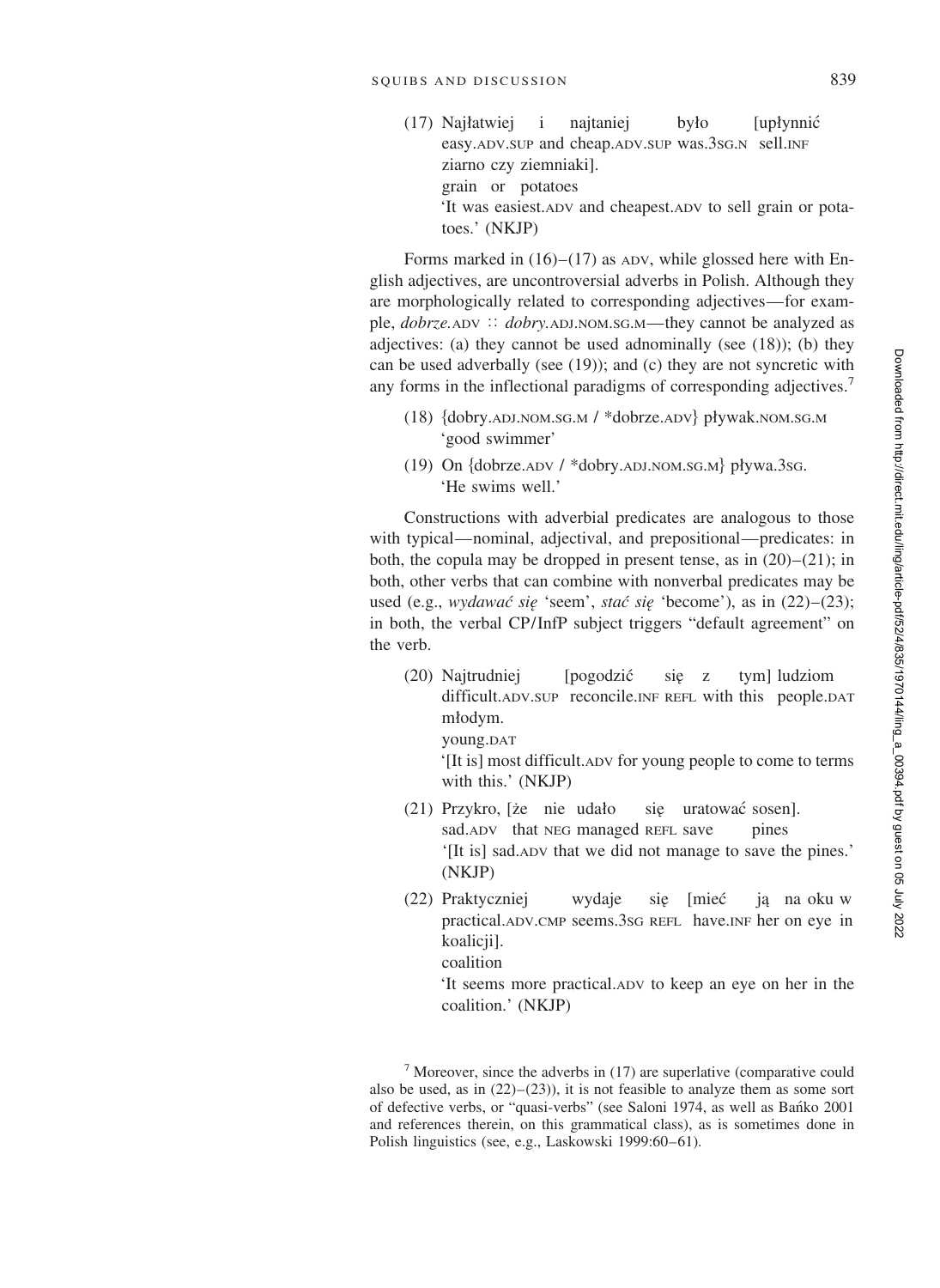(17) Najłatwiej i najtaniej było [upłynnić
easy.ADV.SUP and cheap.ADV.SUP was.3SG.N sell.INF
ziarno czy ziemniaki].
grain or potatoes
'It was easiest.ADV and cheapest.ADV to sell grain or potatoes.' (NKJP)

Forms marked in (16)–(17) as ADV, while glossed here with English adjectives, are uncontroversial adverbs in Polish. Although they are morphologically related to corresponding adjectives—for example, *dobrze*.ADV ∷ *dobry*.ADJ.NOM.SG.M—they cannot be analyzed as adjectives: (a) they cannot be used adnominally (see (18)); (b) they can be used adverbally (see (19)); and (c) they are not syncretic with any forms in the inflectional paradigms of corresponding adjectives.[7]

(18) {dobry.ADJ.NOM.SG.M / *dobrze.ADV} pływak.NOM.SG.M
'good swimmer'

(19) On {dobrze.ADV / *dobry.ADJ.NOM.SG.M} pływa.3SG.
'He swims well.'

Constructions with adverbial predicates are analogous to those with typical—nominal, adjectival, and prepositional—predicates: in both, the copula may be dropped in present tense, as in (20)–(21); in both, other verbs that can combine with nonverbal predicates may be used (e.g., *wydawać się* 'seem', *stać się* 'become'), as in (22)–(23); in both, the verbal CP/InfP subject triggers "default agreement" on the verb.

(20) Najtrudniej [pogodzić się z tym] ludziom
difficult.ADV.SUP reconcile.INF REFL with this people.DAT
młodym.
young.DAT
'[It is] most difficult.ADV for young people to come to terms with this.' (NKJP)

(21) Przykro, [że nie udało się uratować sosen].
sad.ADV that NEG managed REFL save pines
'[It is] sad.ADV that we did not manage to save the pines.' (NKJP)

(22) Praktyczniej wydaje się [mieć ją na oku w
practical.ADV.CMP seems.3SG REFL have.INF her on eye in
koalicji].
coalition
'It seems more practical.ADV to keep an eye on her in the coalition.' (NKJP)

[7] Moreover, since the adverbs in (17) are superlative (comparative could also be used, as in (22)–(23)), it is not feasible to analyze them as some sort of defective verbs, or "quasi-verbs" (see Saloni 1974, as well as Bańko 2001 and references therein, on this grammatical class), as is sometimes done in Polish linguistics (see, e.g., Laskowski 1999:60–61).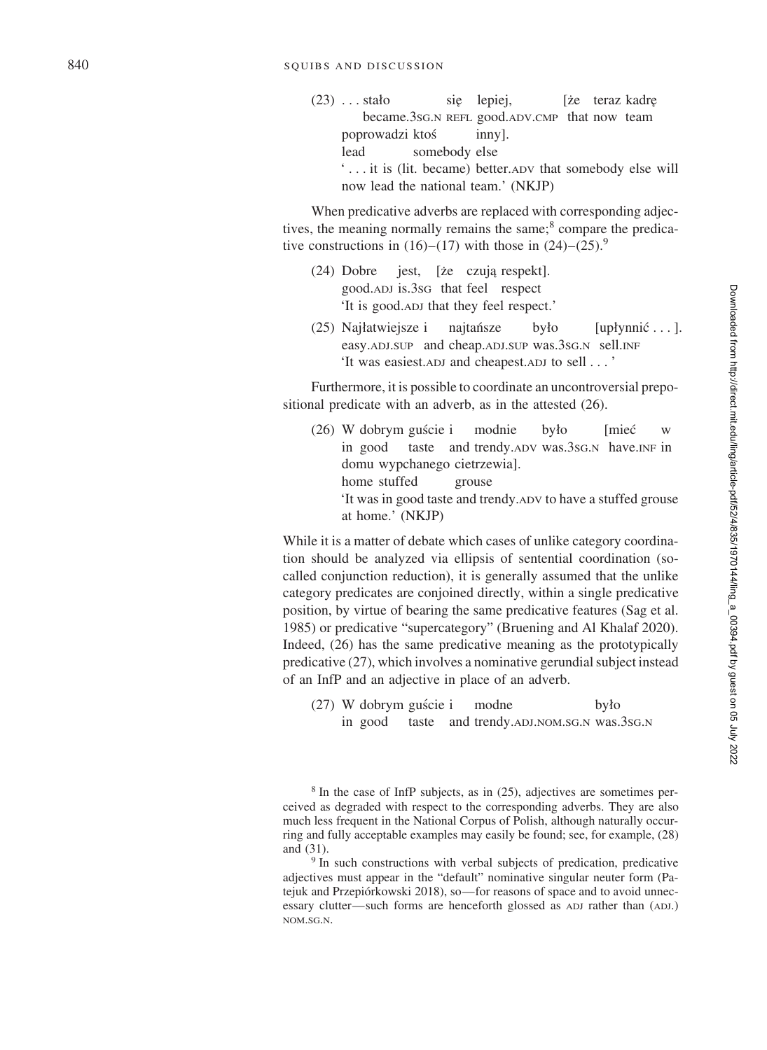(23) . . . stało się lepiej, [że teraz kadrę
became.3SG.N REFL good.ADV.CMP that now team
poprowadzi ktoś inny].
lead somebody else
'. . . it is (lit. became) better.ADV that somebody else will now lead the national team.' (NKJP)

When predicative adverbs are replaced with corresponding adjectives, the meaning normally remains the same;[8] compare the predicative constructions in (16)–(17) with those in (24)–(25).[9]

(24) Dobre jest, [że czują respekt].
good.ADJ is.3SG that feel respect
'It is good.ADJ that they feel respect.'

(25) Najłatwiejsze i najtańsze było [upłynnić . . . ].
easy.ADJ.SUP and cheap.ADJ.SUP was.3SG.N sell.INF
'It was easiest.ADJ and cheapest.ADJ to sell . . . '

Furthermore, it is possible to coordinate an uncontroversial prepositional predicate with an adverb, as in the attested (26).

(26) W dobrym guście i modnie było [mieć w
in good taste and trendy.ADV was.3SG.N have.INF in
domu wypchanego cietrzewia].
home stuffed grouse
'It was in good taste and trendy.ADV to have a stuffed grouse at home.' (NKJP)

While it is a matter of debate which cases of unlike category coordination should be analyzed via ellipsis of sentential coordination (so-called conjunction reduction), it is generally assumed that the unlike category predicates are conjoined directly, within a single predicative position, by virtue of bearing the same predicative features (Sag et al. 1985) or predicative "supercategory" (Bruening and Al Khalaf 2020). Indeed, (26) has the same predicative meaning as the prototypically predicative (27), which involves a nominative gerundial subject instead of an InfP and an adjective in place of an adverb.

(27) W dobrym guście i modne było
in good taste and trendy.ADJ.NOM.SG.N was.3SG.N

[8] In the case of InfP subjects, as in (25), adjectives are sometimes perceived as degraded with respect to the corresponding adverbs. They are also much less frequent in the National Corpus of Polish, although naturally occurring and fully acceptable examples may easily be found; see, for example, (28) and (31).

[9] In such constructions with verbal subjects of predication, predicative adjectives must appear in the "default" nominative singular neuter form (Patejuk and Przepiórkowski 2018), so—for reasons of space and to avoid unnecessary clutter—such forms are henceforth glossed as ADJ rather than (ADJ.) NOM.SG.N.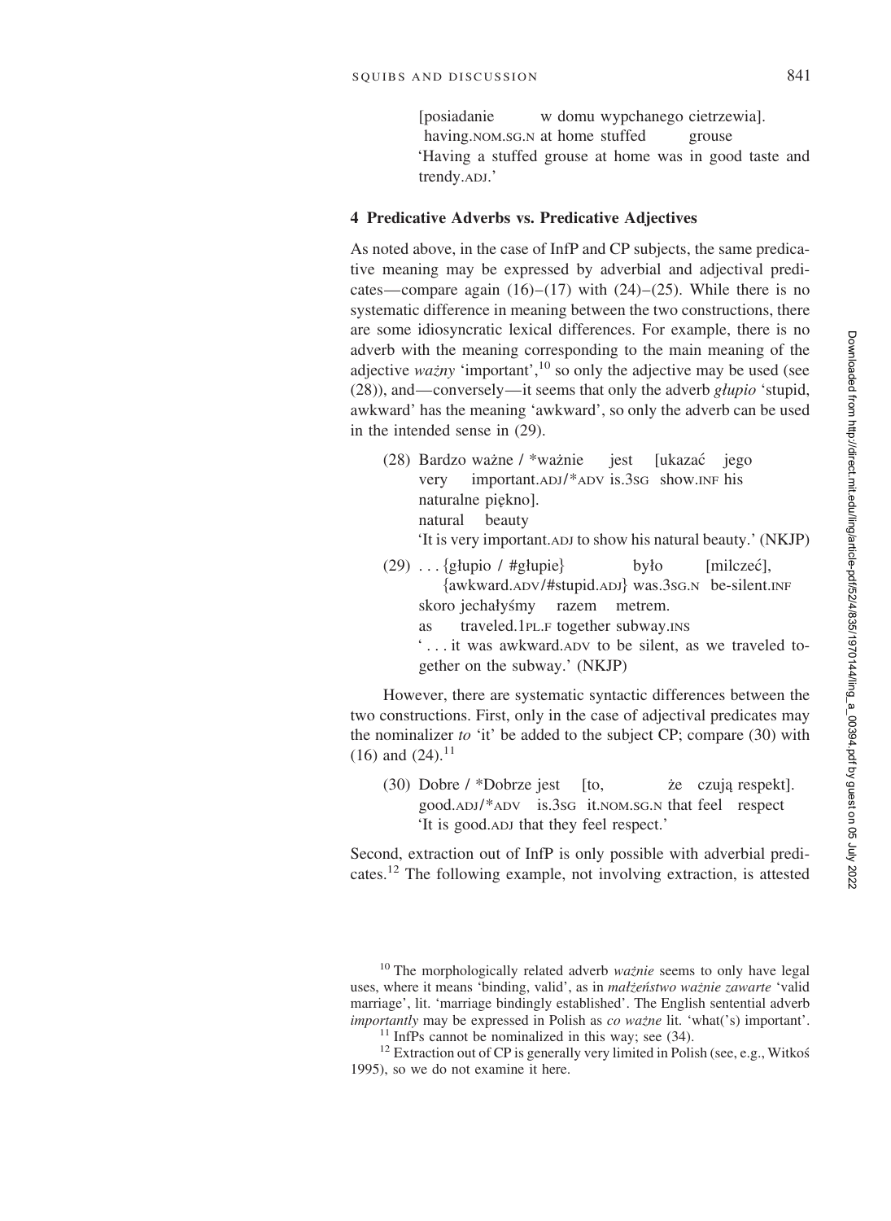[posiadanie w domu wypchanego cietrzewia].
having.NOM.SG.N at home stuffed grouse
'Having a stuffed grouse at home was in good taste and trendy.ADJ.'

## 4 Predicative Adverbs vs. Predicative Adjectives

As noted above, in the case of InfP and CP subjects, the same predicative meaning may be expressed by adverbial and adjectival predicates—compare again (16)–(17) with (24)–(25). While there is no systematic difference in meaning between the two constructions, there are some idiosyncratic lexical differences. For example, there is no adverb with the meaning corresponding to the main meaning of the adjective *ważny* 'important',[10] so only the adjective may be used (see (28)), and—conversely—it seems that only the adverb *głupio* 'stupid, awkward' has the meaning 'awkward', so only the adverb can be used in the intended sense in (29).

(28) Bardzo ważne / *ważnie jest [ukazać jego naturalne piękno].
very important.ADJ/*ADV is.3SG show.INF his natural beauty
'It is very important.ADJ to show his natural beauty.' (NKJP)

(29) . . . {głupio / #głupie} było [milczeć], skoro jechałyśmy razem metrem.
{awkward.ADV/#stupid.ADJ} was.3SG.N be-silent.INF as traveled.1PL.F together subway.INS
'. . . it was awkward.ADV to be silent, as we traveled together on the subway.' (NKJP)

However, there are systematic syntactic differences between the two constructions. First, only in the case of adjectival predicates may the nominalizer *to* 'it' be added to the subject CP; compare (30) with (16) and (24).[11]

(30) Dobre / *Dobrze jest [to, że czują respekt].
good.ADJ/*ADV is.3SG it.NOM.SG.N that feel respect
'It is good.ADJ that they feel respect.'

Second, extraction out of InfP is only possible with adverbial predicates.[12] The following example, not involving extraction, is attested

[10] The morphologically related adverb *ważnie* seems to only have legal uses, where it means 'binding, valid', as in *małżeństwo ważnie zawarte* 'valid marriage', lit. 'marriage bindingly established'. The English sentential adverb *importantly* may be expressed in Polish as *co ważne* lit. 'what('s) important'.

[11] InfPs cannot be nominalized in this way; see (34).

[12] Extraction out of CP is generally very limited in Polish (see, e.g., Witkoś 1995), so we do not examine it here.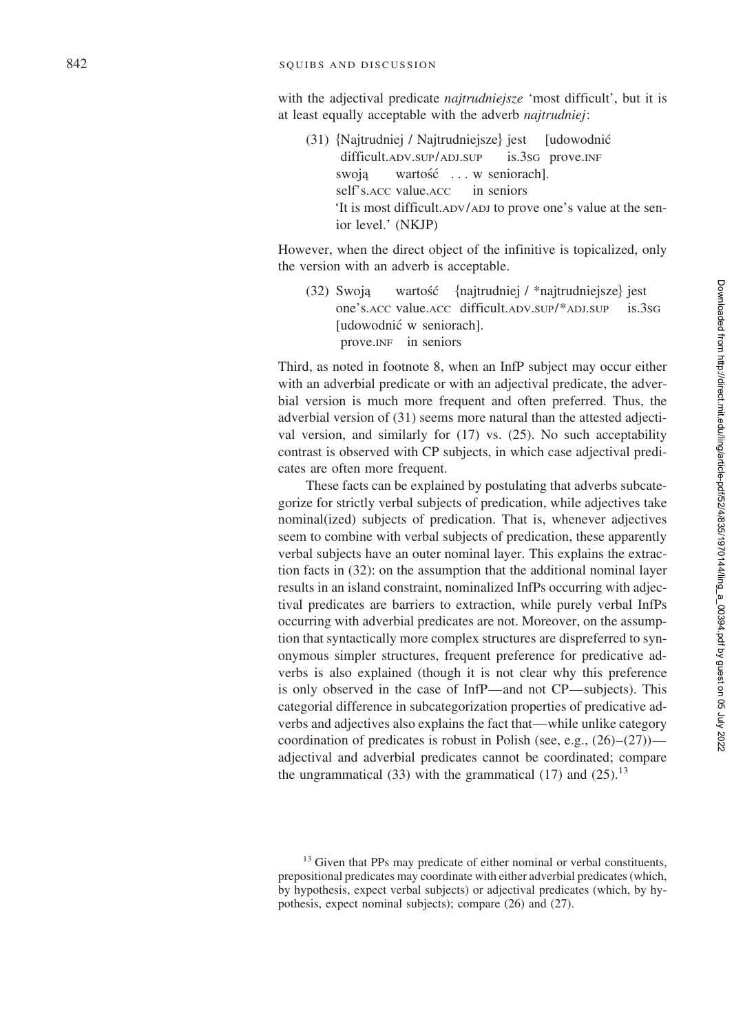with the adjectival predicate *najtrudniejsze* 'most difficult', but it is at least equally acceptable with the adverb *najtrudniej*:

(31) {Najtrudniej / Najtrudniejsze} jest [udowodnić
  difficult.ADV.SUP/ADJ.SUP is.3SG prove.INF
  swoją wartość . . . w seniorach].
  self's.ACC value.ACC in seniors
  'It is most difficult.ADV/ADJ to prove one's value at the senior level.' (NKJP)

However, when the direct object of the infinitive is topicalized, only the version with an adverb is acceptable.

(32) Swoją wartość {najtrudniej / *najtrudniejsze} jest
  one's.ACC value.ACC difficult.ADV.SUP/*ADJ.SUP is.3SG
  [udowodnić w seniorach].
  prove.INF in seniors

Third, as noted in footnote 8, when an InfP subject may occur either with an adverbial predicate or with an adjectival predicate, the adverbial version is much more frequent and often preferred. Thus, the adverbial version of (31) seems more natural than the attested adjectival version, and similarly for (17) vs. (25). No such acceptability contrast is observed with CP subjects, in which case adjectival predicates are often more frequent.

These facts can be explained by postulating that adverbs subcategorize for strictly verbal subjects of predication, while adjectives take nominal(ized) subjects of predication. That is, whenever adjectives seem to combine with verbal subjects of predication, these apparently verbal subjects have an outer nominal layer. This explains the extraction facts in (32): on the assumption that the additional nominal layer results in an island constraint, nominalized InfPs occurring with adjectival predicates are barriers to extraction, while purely verbal InfPs occurring with adverbial predicates are not. Moreover, on the assumption that syntactically more complex structures are dispreferred to synonymous simpler structures, frequent preference for predicative adverbs is also explained (though it is not clear why this preference is only observed in the case of InfP—and not CP—subjects). This categorial difference in subcategorization properties of predicative adverbs and adjectives also explains the fact that—while unlike category coordination of predicates is robust in Polish (see, e.g., (26)–(27))—adjectival and adverbial predicates cannot be coordinated; compare the ungrammatical (33) with the grammatical (17) and (25).[13]

[13] Given that PPs may predicate of either nominal or verbal constituents, prepositional predicates may coordinate with either adverbial predicates (which, by hypothesis, expect verbal subjects) or adjectival predicates (which, by hypothesis, expect nominal subjects); compare (26) and (27).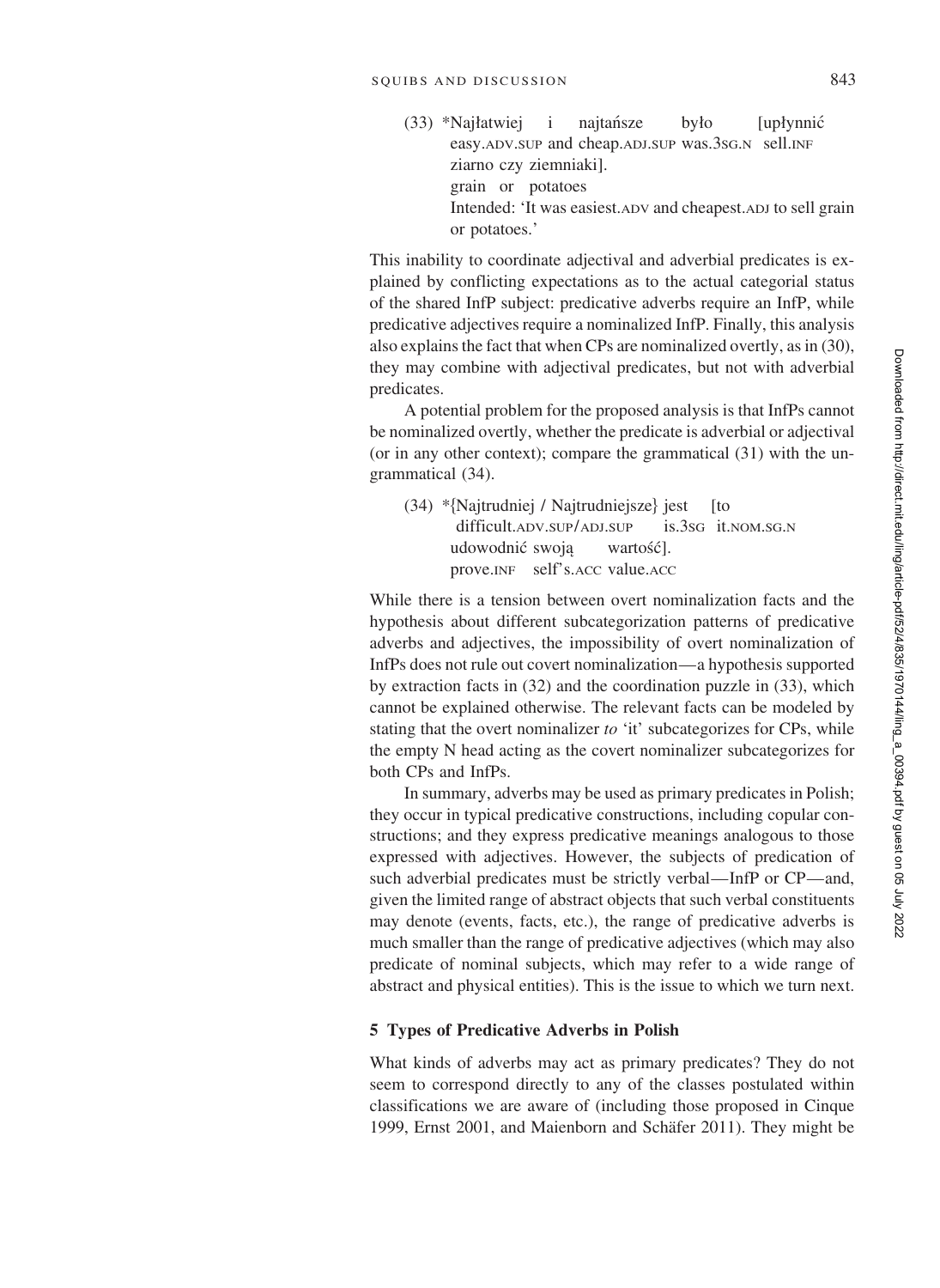(33) *Najłatwiej i najtańsze było [upłynnić
easy.ADV.SUP and cheap.ADJ.SUP was.3SG.N sell.INF
ziarno czy ziemniaki].
grain or potatoes
Intended: 'It was easiest.ADV and cheapest.ADJ to sell grain or potatoes.'

This inability to coordinate adjectival and adverbial predicates is explained by conflicting expectations as to the actual categorial status of the shared InfP subject: predicative adverbs require an InfP, while predicative adjectives require a nominalized InfP. Finally, this analysis also explains the fact that when CPs are nominalized overtly, as in (30), they may combine with adjectival predicates, but not with adverbial predicates.

A potential problem for the proposed analysis is that InfPs cannot be nominalized overtly, whether the predicate is adverbial or adjectival (or in any other context); compare the grammatical (31) with the ungrammatical (34).

(34) *{Najtrudniej / Najtrudniejsze} jest [to
difficult.ADV.SUP/ADJ.SUP is.3SG it.NOM.SG.N
udowodnić swoją wartość].
prove.INF self's.ACC value.ACC

While there is a tension between overt nominalization facts and the hypothesis about different subcategorization patterns of predicative adverbs and adjectives, the impossibility of overt nominalization of InfPs does not rule out covert nominalization—a hypothesis supported by extraction facts in (32) and the coordination puzzle in (33), which cannot be explained otherwise. The relevant facts can be modeled by stating that the overt nominalizer *to* 'it' subcategorizes for CPs, while the empty N head acting as the covert nominalizer subcategorizes for both CPs and InfPs.

In summary, adverbs may be used as primary predicates in Polish; they occur in typical predicative constructions, including copular constructions; and they express predicative meanings analogous to those expressed with adjectives. However, the subjects of predication of such adverbial predicates must be strictly verbal—InfP or CP—and, given the limited range of abstract objects that such verbal constituents may denote (events, facts, etc.), the range of predicative adverbs is much smaller than the range of predicative adjectives (which may also predicate of nominal subjects, which may refer to a wide range of abstract and physical entities). This is the issue to which we turn next.

## 5 Types of Predicative Adverbs in Polish

What kinds of adverbs may act as primary predicates? They do not seem to correspond directly to any of the classes postulated within classifications we are aware of (including those proposed in Cinque 1999, Ernst 2001, and Maienborn and Schäfer 2011). They might be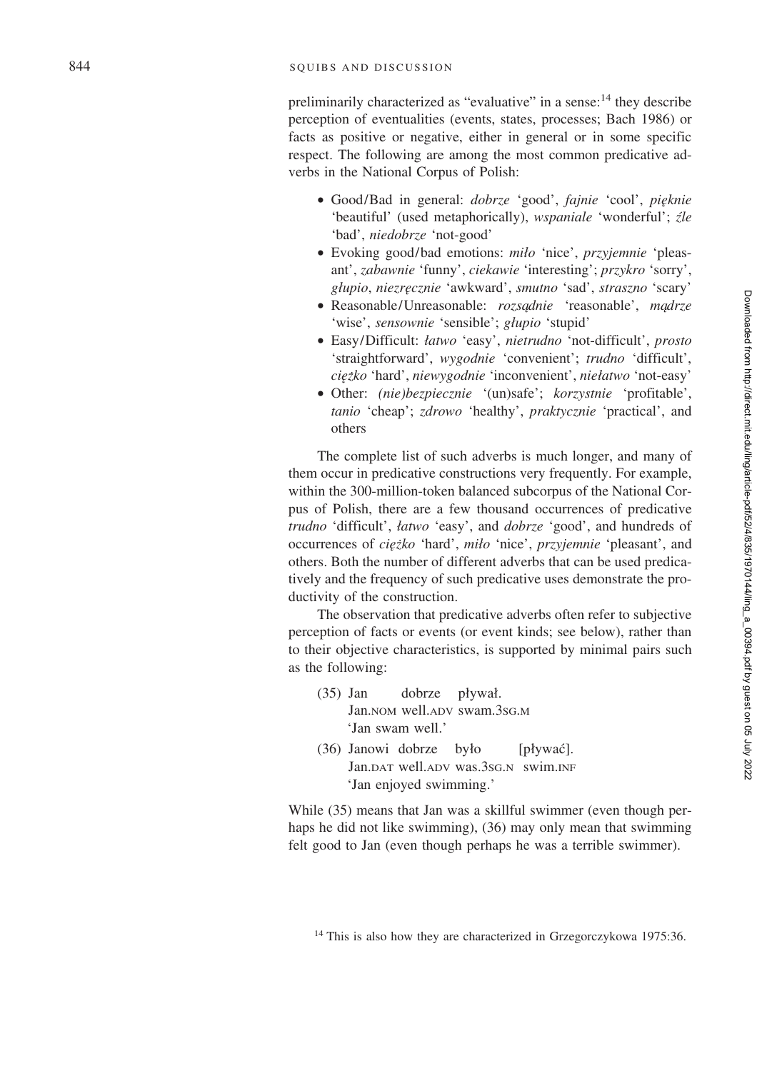preliminarily characterized as "evaluative" in a sense:[14] they describe perception of eventualities (events, states, processes; Bach 1986) or facts as positive or negative, either in general or in some specific respect. The following are among the most common predicative adverbs in the National Corpus of Polish:

- Good/Bad in general: *dobrze* 'good', *fajnie* 'cool', *pięknie* 'beautiful' (used metaphorically), *wspaniale* 'wonderful'; *źle* 'bad', *niedobrze* 'not-good'
- Evoking good/bad emotions: *miło* 'nice', *przyjemnie* 'pleasant', *zabawnie* 'funny', *ciekawie* 'interesting'; *przykro* 'sorry', *głupio*, *niezręcznie* 'awkward', *smutno* 'sad', *straszno* 'scary'
- Reasonable/Unreasonable: *rozsądnie* 'reasonable', *mądrze* 'wise', *sensownie* 'sensible'; *głupio* 'stupid'
- Easy/Difficult: *łatwo* 'easy', *nietrudno* 'not-difficult', *prosto* 'straightforward', *wygodnie* 'convenient'; *trudno* 'difficult', *ciężko* 'hard', *niewygodnie* 'inconvenient', *niełatwo* 'not-easy'
- Other: *(nie)bezpiecznie* '(un)safe'; *korzystnie* 'profitable', *tanio* 'cheap'; *zdrowo* 'healthy', *praktycznie* 'practical', and others

The complete list of such adverbs is much longer, and many of them occur in predicative constructions very frequently. For example, within the 300-million-token balanced subcorpus of the National Corpus of Polish, there are a few thousand occurrences of predicative *trudno* 'difficult', *łatwo* 'easy', and *dobrze* 'good', and hundreds of occurrences of *ciężko* 'hard', *miło* 'nice', *przyjemnie* 'pleasant', and others. Both the number of different adverbs that can be used predicatively and the frequency of such predicative uses demonstrate the productivity of the construction.

The observation that predicative adverbs often refer to subjective perception of facts or events (or event kinds; see below), rather than to their objective characteristics, is supported by minimal pairs such as the following:

(35) Jan dobrze pływał.
Jan.NOM well.ADV swam.3SG.M
'Jan swam well.'

(36) Janowi dobrze było [pływać].
Jan.DAT well.ADV was.3SG.N swim.INF
'Jan enjoyed swimming.'

While (35) means that Jan was a skillful swimmer (even though perhaps he did not like swimming), (36) may only mean that swimming felt good to Jan (even though perhaps he was a terrible swimmer).

[14] This is also how they are characterized in Grzegorczykowa 1975:36.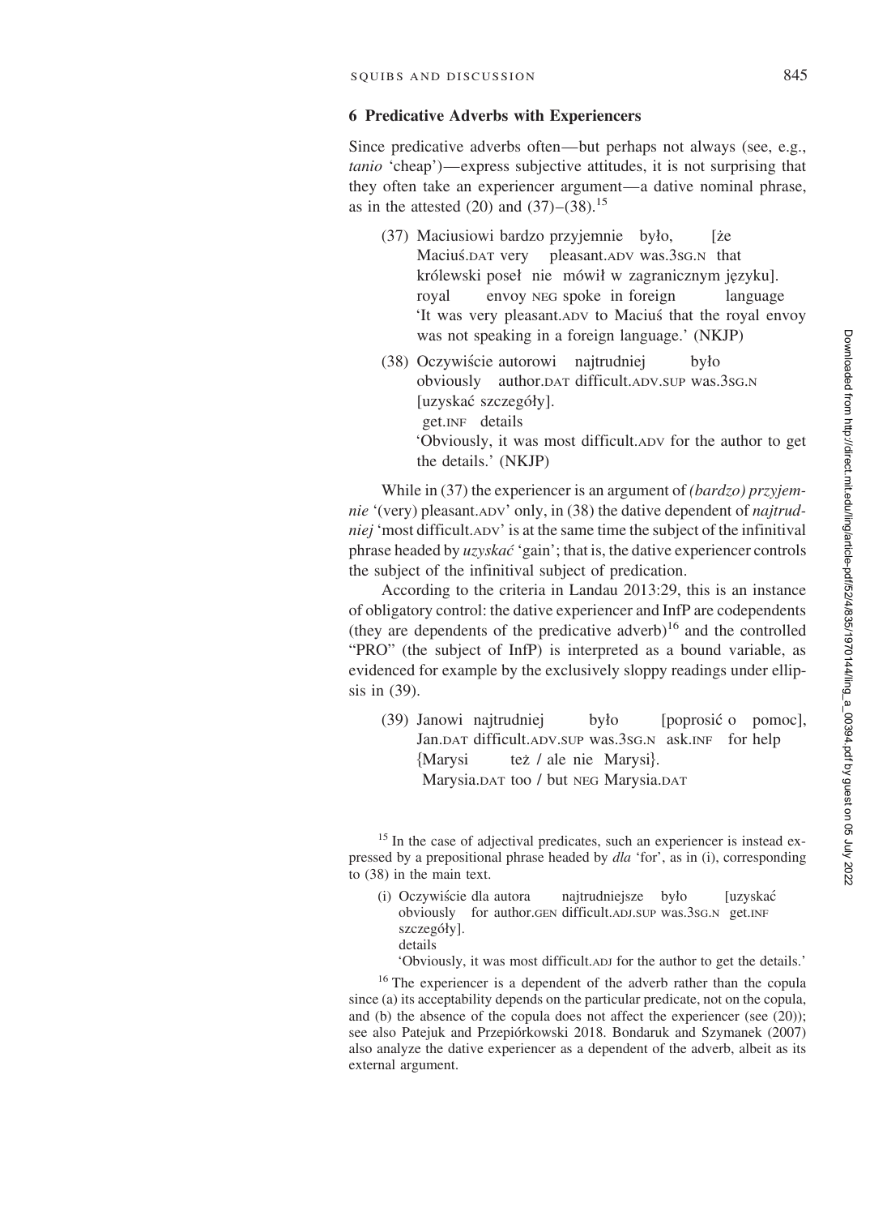## 6 Predicative Adverbs with Experiencers

Since predicative adverbs often—but perhaps not always (see, e.g., *tanio* 'cheap')—express subjective attitudes, it is not surprising that they often take an experiencer argument—a dative nominal phrase, as in the attested (20) and (37)–(38).[15]

(37) Maciusiowi bardzo przyjemnie było, [że
 Maciuś.DAT very pleasant.ADV was.3SG.N that
 królewski poseł nie mówił w zagranicznym języku].
 royal envoy NEG spoke in foreign language
 'It was very pleasant.ADV to Maciuś that the royal envoy was not speaking in a foreign language.' (NKJP)

(38) Oczywiście autorowi najtrudniej było
 obviously author.DAT difficult.ADV.SUP was.3SG.N
 [uzyskać szczegóły].
 get.INF details
 'Obviously, it was most difficult.ADV for the author to get the details.' (NKJP)

While in (37) the experiencer is an argument of *(bardzo) przyjemnie* '(very) pleasant.ADV' only, in (38) the dative dependent of *najtrudniej* 'most difficult.ADV' is at the same time the subject of the infinitival phrase headed by *uzyskać* 'gain'; that is, the dative experiencer controls the subject of the infinitival subject of predication.

According to the criteria in Landau 2013:29, this is an instance of obligatory control: the dative experiencer and InfP are codependents (they are dependents of the predicative adverb)[16] and the controlled "PRO" (the subject of InfP) is interpreted as a bound variable, as evidenced for example by the exclusively sloppy readings under ellipsis in (39).

(39) Janowi najtrudniej było [poprosić o pomoc],
 Jan.DAT difficult.ADV.SUP was.3SG.N ask.INF for help
 {Marysi też / ale nie Marysi}.
 Marysia.DAT too / but NEG Marysia.DAT

[15] In the case of adjectival predicates, such an experiencer is instead expressed by a prepositional phrase headed by *dla* 'for', as in (i), corresponding to (38) in the main text.

(i) Oczywiście dla autora najtrudniejsze było [uzyskać
 obviously for author.GEN difficult.ADJ.SUP was.3SG.N get.INF
 szczegóły].
 details
 'Obviously, it was most difficult.ADJ for the author to get the details.'

[16] The experiencer is a dependent of the adverb rather than the copula since (a) its acceptability depends on the particular predicate, not on the copula, and (b) the absence of the copula does not affect the experiencer (see (20)); see also Patejuk and Przepiórkowski 2018. Bondaruk and Szymanek (2007) also analyze the dative experiencer as a dependent of the adverb, albeit as its external argument.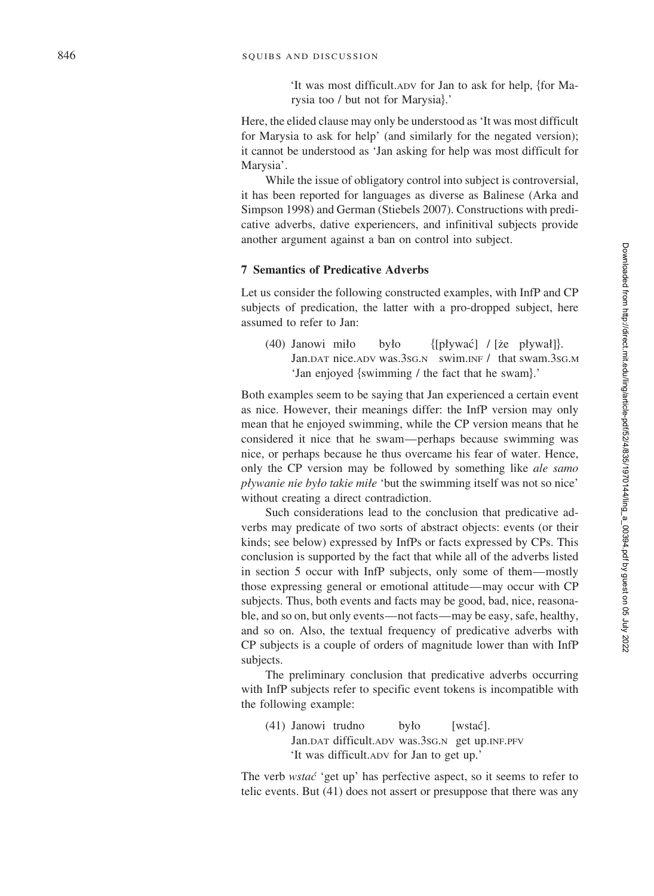'It was most difficult.ADV for Jan to ask for help, {for Marysia too / but not for Marysia}.'

Here, the elided clause may only be understood as 'It was most difficult for Marysia to ask for help' (and similarly for the negated version); it cannot be understood as 'Jan asking for help was most difficult for Marysia'.

While the issue of obligatory control into subject is controversial, it has been reported for languages as diverse as Balinese (Arka and Simpson 1998) and German (Stiebels 2007). Constructions with predicative adverbs, dative experiencers, and infinitival subjects provide another argument against a ban on control into subject.

## 7 Semantics of Predicative Adverbs

Let us consider the following constructed examples, with InfP and CP subjects of predication, the latter with a pro-dropped subject, here assumed to refer to Jan:

(40) Janowi miło było {[pływać] / [że pływał]}.
Jan.DAT nice.ADV was.3SG.N swim.INF / that swam.3SG.M
'Jan enjoyed {swimming / the fact that he swam}.'

Both examples seem to be saying that Jan experienced a certain event as nice. However, their meanings differ: the InfP version may only mean that he enjoyed swimming, while the CP version means that he considered it nice that he swam—perhaps because swimming was nice, or perhaps because he thus overcame his fear of water. Hence, only the CP version may be followed by something like *ale samo pływanie nie było takie miłe* 'but the swimming itself was not so nice' without creating a direct contradiction.

Such considerations lead to the conclusion that predicative adverbs may predicate of two sorts of abstract objects: events (or their kinds; see below) expressed by InfPs or facts expressed by CPs. This conclusion is supported by the fact that while all of the adverbs listed in section 5 occur with InfP subjects, only some of them—mostly those expressing general or emotional attitude—may occur with CP subjects. Thus, both events and facts may be good, bad, nice, reasonable, and so on, but only events—not facts—may be easy, safe, healthy, and so on. Also, the textual frequency of predicative adverbs with CP subjects is a couple of orders of magnitude lower than with InfP subjects.

The preliminary conclusion that predicative adverbs occurring with InfP subjects refer to specific event tokens is incompatible with the following example:

(41) Janowi trudno było [wstać].
Jan.DAT difficult.ADV was.3SG.N get up.INF.PFV
'It was difficult.ADV for Jan to get up.'

The verb *wstać* 'get up' has perfective aspect, so it seems to refer to telic events. But (41) does not assert or presuppose that there was any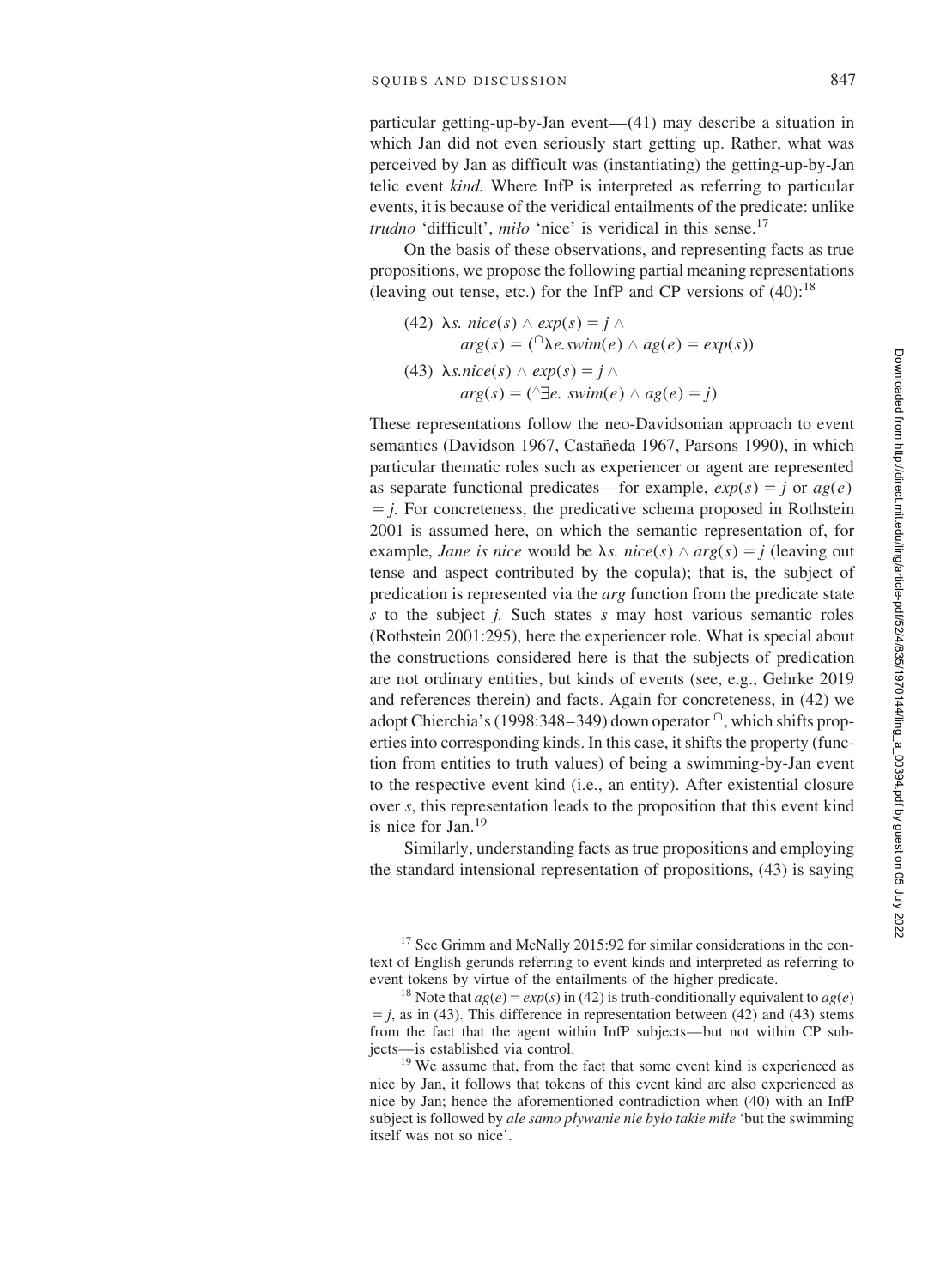particular getting-up-by-Jan event—(41) may describe a situation in which Jan did not even seriously start getting up. Rather, what was perceived by Jan as difficult was (instantiating) the getting-up-by-Jan telic event *kind.* Where InfP is interpreted as referring to particular events, it is because of the veridical entailments of the predicate: unlike *trudno* 'difficult', *miło* 'nice' is veridical in this sense.[17]

On the basis of these observations, and representing facts as true propositions, we propose the following partial meaning representations (leaving out tense, etc.) for the InfP and CP versions of (40):[18]

(42) $\lambda s.\ nice(s) \wedge exp(s) = j \wedge arg(s) = ({}^{\cap}\lambda e.swim(e) \wedge ag(e) = exp(s))$

(43) $\lambda s.nice(s) \wedge exp(s) = j \wedge arg(s) = ({}^{\wedge}\exists e.\ swim(e) \wedge ag(e) = j)$

These representations follow the neo-Davidsonian approach to event semantics (Davidson 1967, Castañeda 1967, Parsons 1990), in which particular thematic roles such as experiencer or agent are represented as separate functional predicates—for example, $exp(s) = j$ or $ag(e) = j$. For concreteness, the predicative schema proposed in Rothstein 2001 is assumed here, on which the semantic representation of, for example, *Jane is nice* would be $\lambda s.\ nice(s) \wedge arg(s) = j$ (leaving out tense and aspect contributed by the copula); that is, the subject of predication is represented via the *arg* function from the predicate state $s$ to the subject $j$. Such states $s$ may host various semantic roles (Rothstein 2001:295), here the experiencer role. What is special about the constructions considered here is that the subjects of predication are not ordinary entities, but kinds of events (see, e.g., Gehrke 2019 and references therein) and facts. Again for concreteness, in (42) we adopt Chierchia's (1998:348–349) down operator ${}^{\cap}$, which shifts properties into corresponding kinds. In this case, it shifts the property (function from entities to truth values) of being a swimming-by-Jan event to the respective event kind (i.e., an entity). After existential closure over $s$, this representation leads to the proposition that this event kind is nice for Jan.[19]

Similarly, understanding facts as true propositions and employing the standard intensional representation of propositions, (43) is saying

[17] See Grimm and McNally 2015:92 for similar considerations in the context of English gerunds referring to event kinds and interpreted as referring to event tokens by virtue of the entailments of the higher predicate.

[18] Note that $ag(e) = exp(s)$ in (42) is truth-conditionally equivalent to $ag(e) = j$, as in (43). This difference in representation between (42) and (43) stems from the fact that the agent within InfP subjects—but not within CP subjects—is established via control.

[19] We assume that, from the fact that some event kind is experienced as nice by Jan, it follows that tokens of this event kind are also experienced as nice by Jan; hence the aforementioned contradiction when (40) with an InfP subject is followed by *ale samo pływanie nie było takie miłe* 'but the swimming itself was not so nice'.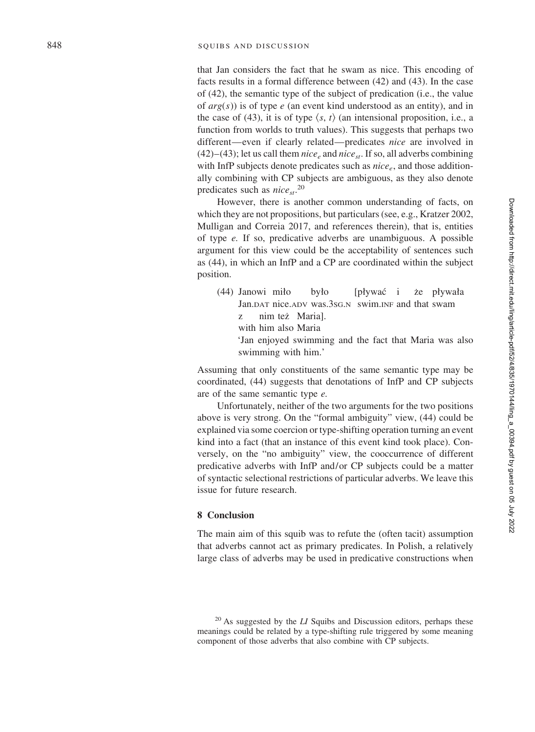that Jan considers the fact that he swam as nice. This encoding of facts results in a formal difference between (42) and (43). In the case of (42), the semantic type of the subject of predication (i.e., the value of $arg(s)$) is of type $e$ (an event kind understood as an entity), and in the case of (43), it is of type $\langle s, t\rangle$ (an intensional proposition, i.e., a function from worlds to truth values). This suggests that perhaps two different—even if clearly related—predicates *nice* are involved in (42)–(43); let us call them $nice_e$ and $nice_{st}$. If so, all adverbs combining with InfP subjects denote predicates such as $nice_e$, and those additionally combining with CP subjects are ambiguous, as they also denote predicates such as $nice_{st}$.[20]

However, there is another common understanding of facts, on which they are not propositions, but particulars (see, e.g., Kratzer 2002, Mulligan and Correia 2017, and references therein), that is, entities of type *e*. If so, predicative adverbs are unambiguous. A possible argument for this view could be the acceptability of sentences such as (44), in which an InfP and a CP are coordinated within the subject position.

(44) Janowi miło było [pływać i że pływała z nim też Maria].
Jan.DAT nice.ADV was.3SG.N swim.INF and that swam with him also Maria
'Jan enjoyed swimming and the fact that Maria was also swimming with him.'

Assuming that only constituents of the same semantic type may be coordinated, (44) suggests that denotations of InfP and CP subjects are of the same semantic type *e*.

Unfortunately, neither of the two arguments for the two positions above is very strong. On the "formal ambiguity" view, (44) could be explained via some coercion or type-shifting operation turning an event kind into a fact (that an instance of this event kind took place). Conversely, on the "no ambiguity" view, the cooccurrence of different predicative adverbs with InfP and/or CP subjects could be a matter of syntactic selectional restrictions of particular adverbs. We leave this issue for future research.

## 8 Conclusion

The main aim of this squib was to refute the (often tacit) assumption that adverbs cannot act as primary predicates. In Polish, a relatively large class of adverbs may be used in predicative constructions when

[20] As suggested by the *LI* Squibs and Discussion editors, perhaps these meanings could be related by a type-shifting rule triggered by some meaning component of those adverbs that also combine with CP subjects.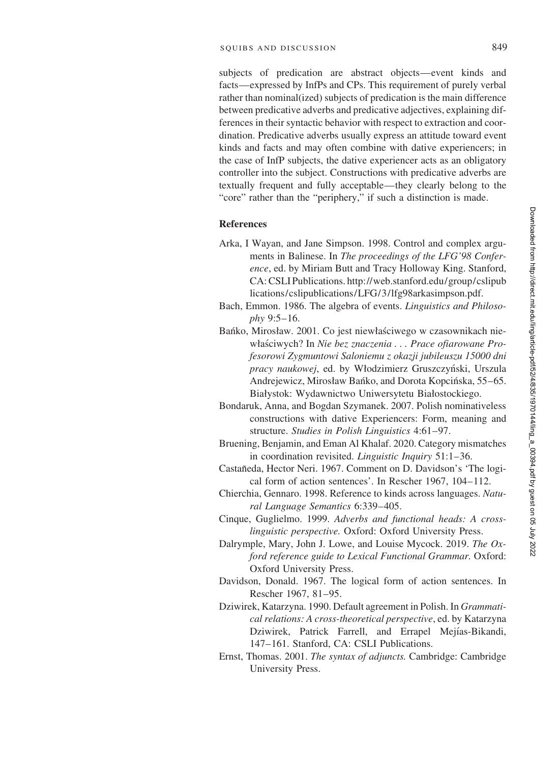subjects of predication are abstract objects—event kinds and facts—expressed by InfPs and CPs. This requirement of purely verbal rather than nominal(ized) subjects of predication is the main difference between predicative adverbs and predicative adjectives, explaining differences in their syntactic behavior with respect to extraction and coordination. Predicative adverbs usually express an attitude toward event kinds and facts and may often combine with dative experiencers; in the case of InfP subjects, the dative experiencer acts as an obligatory controller into the subject. Constructions with predicative adverbs are textually frequent and fully acceptable—they clearly belong to the "core" rather than the "periphery," if such a distinction is made.

## References

Arka, I Wayan, and Jane Simpson. 1998. Control and complex arguments in Balinese. In *The proceedings of the LFG'98 Conference*, ed. by Miriam Butt and Tracy Holloway King. Stanford, CA: CSLI Publications. http://web.stanford.edu/group/cslipublications/cslipublications/LFG/3/lfg98arkasimpson.pdf.

Bach, Emmon. 1986. The algebra of events. *Linguistics and Philosophy* 9:5–16.

Bańko, Mirosław. 2001. Co jest niewłaściwego w czasownikach niewłaściwych? In *Nie bez znaczenia . . . Prace ofiarowane Profesorowi Zygmuntowi Saloniemu z okazji jubileuszu 15000 dni pracy naukowej*, ed. by Włodzimierz Gruszczyński, Urszula Andrejewicz, Mirosław Bańko, and Dorota Kopcińska, 55–65. Białystok: Wydawnictwo Uniwersytetu Białostockiego.

Bondaruk, Anna, and Bogdan Szymanek. 2007. Polish nominativeless constructions with dative Experiencers: Form, meaning and structure. *Studies in Polish Linguistics* 4:61–97.

Bruening, Benjamin, and Eman Al Khalaf. 2020. Category mismatches in coordination revisited. *Linguistic Inquiry* 51:1–36.

Castañeda, Hector Neri. 1967. Comment on D. Davidson's 'The logical form of action sentences'. In Rescher 1967, 104–112.

Chierchia, Gennaro. 1998. Reference to kinds across languages. *Natural Language Semantics* 6:339–405.

Cinque, Guglielmo. 1999. *Adverbs and functional heads: A cross-linguistic perspective.* Oxford: Oxford University Press.

Dalrymple, Mary, John J. Lowe, and Louise Mycock. 2019. *The Oxford reference guide to Lexical Functional Grammar.* Oxford: Oxford University Press.

Davidson, Donald. 1967. The logical form of action sentences. In Rescher 1967, 81–95.

Dziwirek, Katarzyna. 1990. Default agreement in Polish. In *Grammatical relations: A cross-theoretical perspective*, ed. by Katarzyna Dziwirek, Patrick Farrell, and Errapel Mejías-Bikandi, 147–161. Stanford, CA: CSLI Publications.

Ernst, Thomas. 2001. *The syntax of adjuncts.* Cambridge: Cambridge University Press.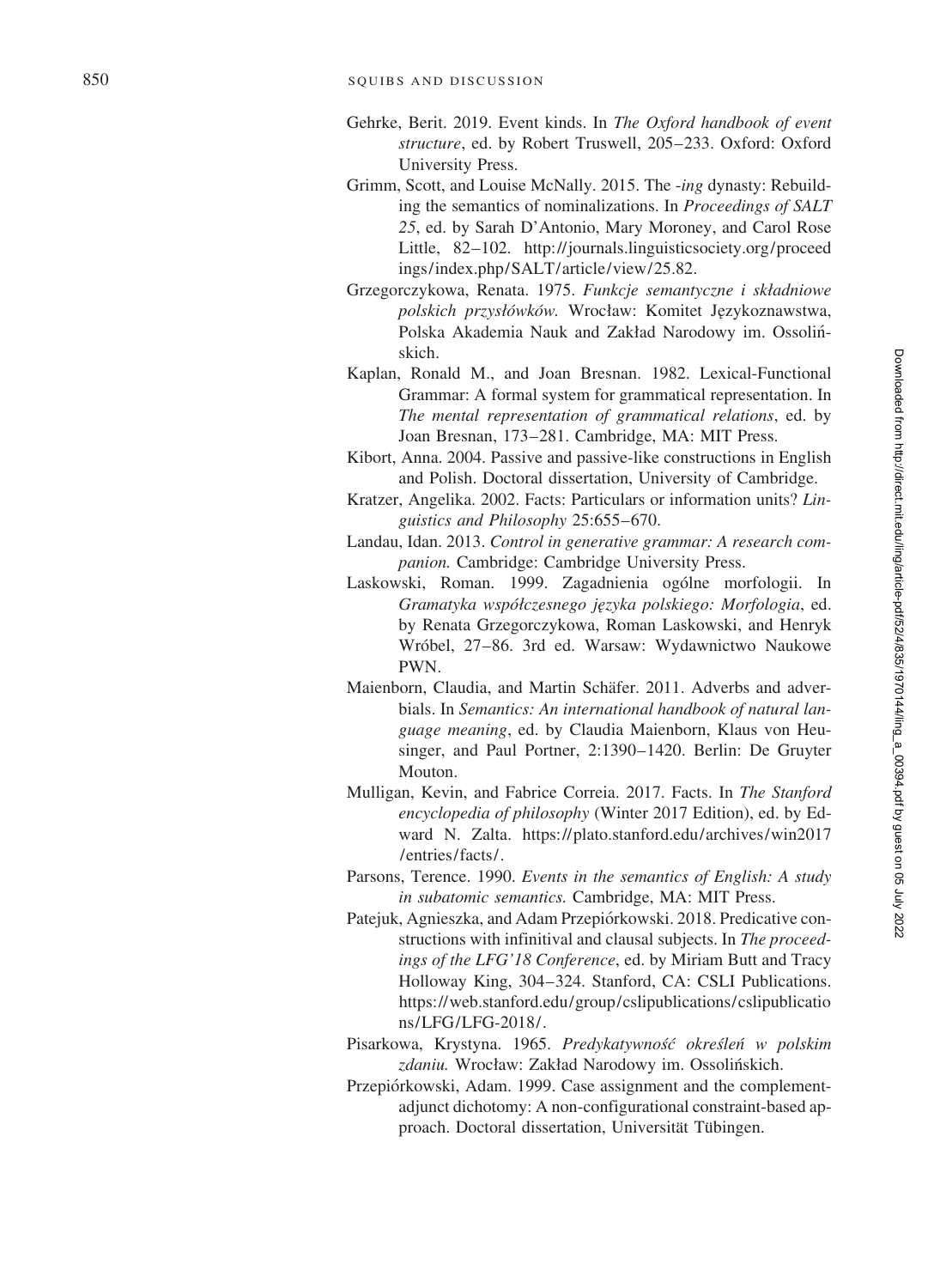Gehrke, Berit. 2019. Event kinds. In *The Oxford handbook of event structure*, ed. by Robert Truswell, 205–233. Oxford: Oxford University Press.

Grimm, Scott, and Louise McNally. 2015. The *-ing* dynasty: Rebuilding the semantics of nominalizations. In *Proceedings of SALT 25*, ed. by Sarah D'Antonio, Mary Moroney, and Carol Rose Little, 82–102. http://journals.linguisticsociety.org/proceedings/index.php/SALT/article/view/25.82.

Grzegorczykowa, Renata. 1975. *Funkcje semantyczne i składniowe polskich przysłówków.* Wrocław: Komitet Językoznawstwa, Polska Akademia Nauk and Zakład Narodowy im. Ossolińskich.

Kaplan, Ronald M., and Joan Bresnan. 1982. Lexical-Functional Grammar: A formal system for grammatical representation. In *The mental representation of grammatical relations*, ed. by Joan Bresnan, 173–281. Cambridge, MA: MIT Press.

Kibort, Anna. 2004. Passive and passive-like constructions in English and Polish. Doctoral dissertation, University of Cambridge.

Kratzer, Angelika. 2002. Facts: Particulars or information units? *Linguistics and Philosophy* 25:655–670.

Landau, Idan. 2013. *Control in generative grammar: A research companion.* Cambridge: Cambridge University Press.

Laskowski, Roman. 1999. Zagadnienia ogólne morfologii. In *Gramatyka współczesnego języka polskiego: Morfologia*, ed. by Renata Grzegorczykowa, Roman Laskowski, and Henryk Wróbel, 27–86. 3rd ed. Warsaw: Wydawnictwo Naukowe PWN.

Maienborn, Claudia, and Martin Schäfer. 2011. Adverbs and adverbials. In *Semantics: An international handbook of natural language meaning*, ed. by Claudia Maienborn, Klaus von Heusinger, and Paul Portner, 2:1390–1420. Berlin: De Gruyter Mouton.

Mulligan, Kevin, and Fabrice Correia. 2017. Facts. In *The Stanford encyclopedia of philosophy* (Winter 2017 Edition), ed. by Edward N. Zalta. https://plato.stanford.edu/archives/win2017/entries/facts/.

Parsons, Terence. 1990. *Events in the semantics of English: A study in subatomic semantics.* Cambridge, MA: MIT Press.

Patejuk, Agnieszka, and Adam Przepiórkowski. 2018. Predicative constructions with infinitival and clausal subjects. In *The proceedings of the LFG'18 Conference*, ed. by Miriam Butt and Tracy Holloway King, 304–324. Stanford, CA: CSLI Publications. https://web.stanford.edu/group/cslipublications/cslipublications/LFG/LFG-2018/.

Pisarkowa, Krystyna. 1965. *Predykatywność określeń w polskim zdaniu.* Wrocław: Zakład Narodowy im. Ossolińskich.

Przepiórkowski, Adam. 1999. Case assignment and the complement-adjunct dichotomy: A non-configurational constraint-based approach. Doctoral dissertation, Universität Tübingen.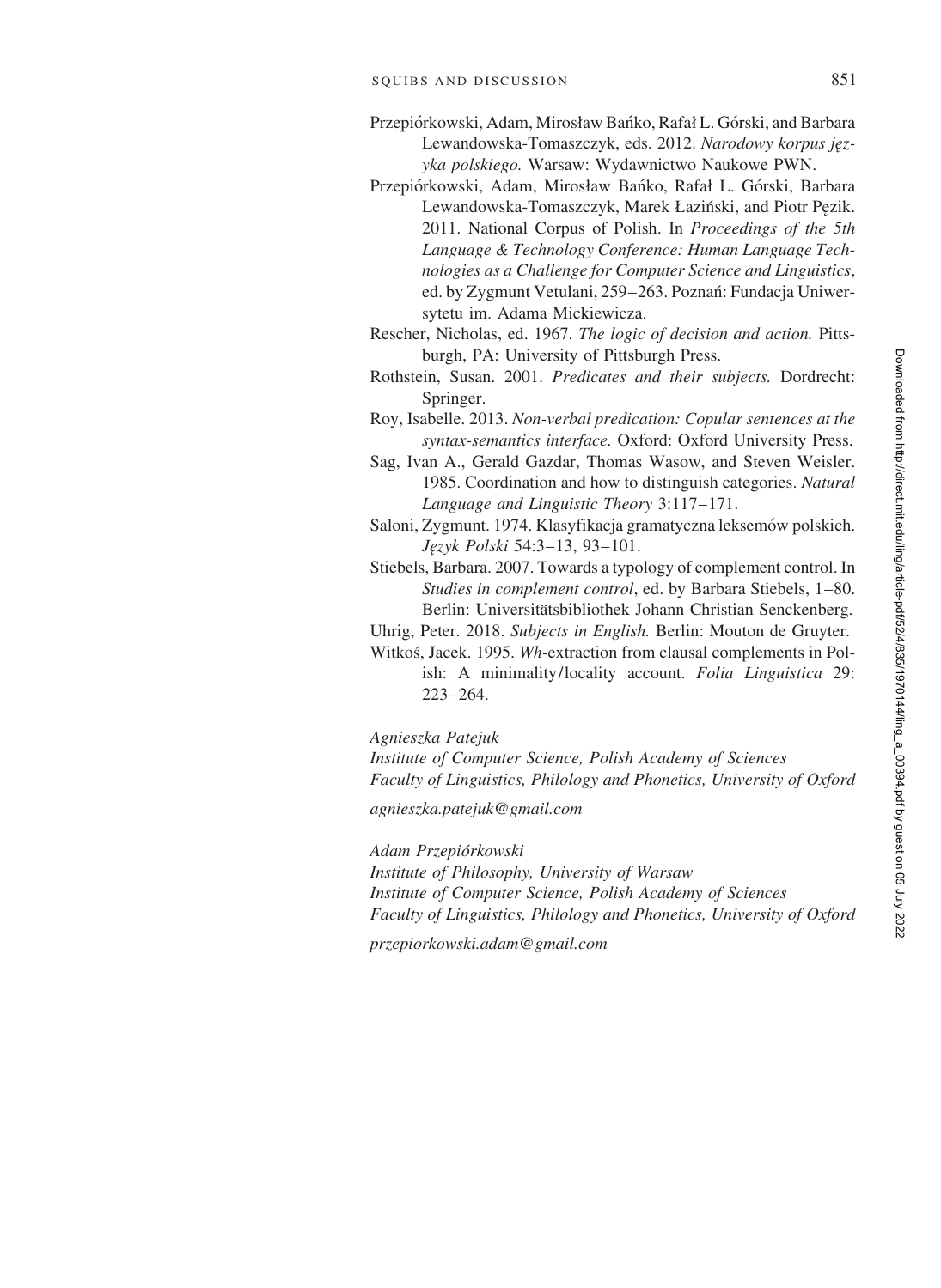Przepiórkowski, Adam, Mirosław Bańko, Rafał L. Górski, and Barbara Lewandowska-Tomaszczyk, eds. 2012. *Narodowy korpus języka polskiego.* Warsaw: Wydawnictwo Naukowe PWN.

Przepiórkowski, Adam, Mirosław Bańko, Rafał L. Górski, Barbara Lewandowska-Tomaszczyk, Marek Łaziński, and Piotr Pęzik. 2011. National Corpus of Polish. In *Proceedings of the 5th Language & Technology Conference: Human Language Technologies as a Challenge for Computer Science and Linguistics*, ed. by Zygmunt Vetulani, 259–263. Poznań: Fundacja Uniwersytetu im. Adama Mickiewicza.

Rescher, Nicholas, ed. 1967. *The logic of decision and action.* Pittsburgh, PA: University of Pittsburgh Press.

Rothstein, Susan. 2001. *Predicates and their subjects.* Dordrecht: Springer.

Roy, Isabelle. 2013. *Non-verbal predication: Copular sentences at the syntax-semantics interface.* Oxford: Oxford University Press.

Sag, Ivan A., Gerald Gazdar, Thomas Wasow, and Steven Weisler. 1985. Coordination and how to distinguish categories. *Natural Language and Linguistic Theory* 3:117–171.

Saloni, Zygmunt. 1974. Klasyfikacja gramatyczna leksemów polskich. *Język Polski* 54:3–13, 93–101.

Stiebels, Barbara. 2007. Towards a typology of complement control. In *Studies in complement control*, ed. by Barbara Stiebels, 1–80. Berlin: Universitätsbibliothek Johann Christian Senckenberg.

Uhrig, Peter. 2018. *Subjects in English.* Berlin: Mouton de Gruyter.

Witkoś, Jacek. 1995. *Wh*-extraction from clausal complements in Polish: A minimality/locality account. *Folia Linguistica* 29: 223–264.

*Agnieszka Patejuk*
*Institute of Computer Science, Polish Academy of Sciences*
*Faculty of Linguistics, Philology and Phonetics, University of Oxford*

*agnieszka.patejuk@gmail.com*

*Adam Przepiórkowski*
*Institute of Philosophy, University of Warsaw*
*Institute of Computer Science, Polish Academy of Sciences*
*Faculty of Linguistics, Philology and Phonetics, University of Oxford*

*przepiorkowski.adam@gmail.com*